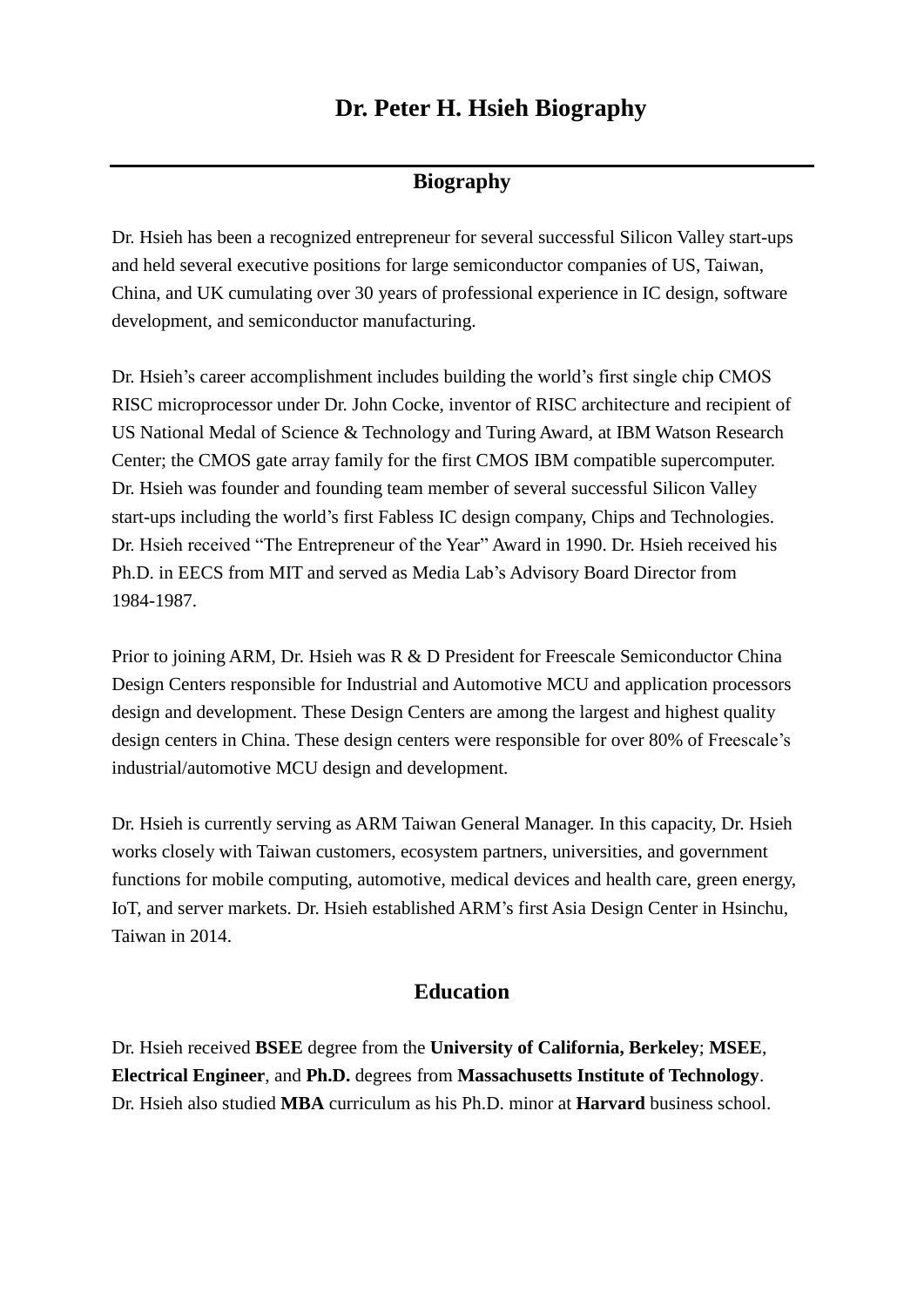# Dr. Peter H. Hsieh Biography

---

## Biography

Dr. Hsieh has been a recognized entrepreneur for several successful Silicon Valley start-ups and held several executive positions for large semiconductor companies of US, Taiwan, China, and UK cumulating over 30 years of professional experience in IC design, software development, and semiconductor manufacturing.

Dr. Hsieh's career accomplishment includes building the world's first single chip CMOS RISC microprocessor under Dr. John Cocke, inventor of RISC architecture and recipient of US National Medal of Science & Technology and Turing Award, at IBM Watson Research Center; the CMOS gate array family for the first CMOS IBM compatible supercomputer. Dr. Hsieh was founder and founding team member of several successful Silicon Valley start-ups including the world's first Fabless IC design company, Chips and Technologies. Dr. Hsieh received "The Entrepreneur of the Year" Award in 1990. Dr. Hsieh received his Ph.D. in EECS from MIT and served as Media Lab's Advisory Board Director from 1984-1987.

Prior to joining ARM, Dr. Hsieh was R & D President for Freescale Semiconductor China Design Centers responsible for Industrial and Automotive MCU and application processors design and development. These Design Centers are among the largest and highest quality design centers in China. These design centers were responsible for over 80% of Freescale's industrial/automotive MCU design and development.

Dr. Hsieh is currently serving as ARM Taiwan General Manager. In this capacity, Dr. Hsieh works closely with Taiwan customers, ecosystem partners, universities, and government functions for mobile computing, automotive, medical devices and health care, green energy, IoT, and server markets. Dr. Hsieh established ARM's first Asia Design Center in Hsinchu, Taiwan in 2014.

## Education

Dr. Hsieh received **BSEE** degree from the **University of California, Berkeley**; **MSEE**, **Electrical Engineer**, and **Ph.D.** degrees from **Massachusetts Institute of Technology**. Dr. Hsieh also studied **MBA** curriculum as his Ph.D. minor at **Harvard** business school.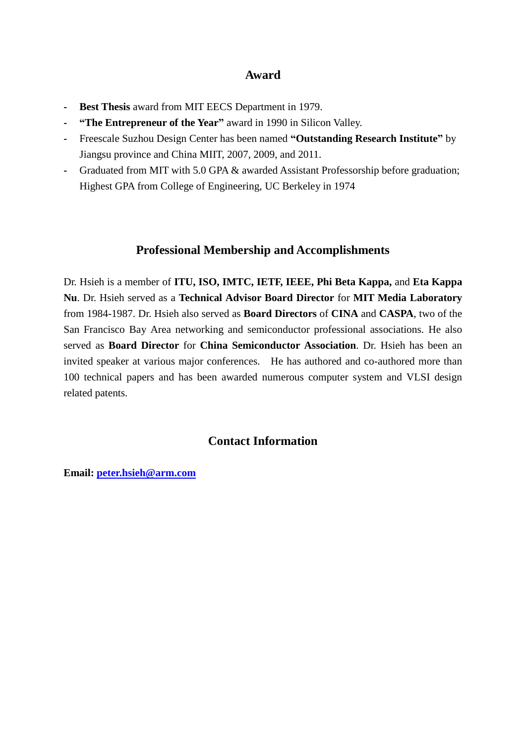## Award

- **Best Thesis** award from MIT EECS Department in 1979.
- **"The Entrepreneur of the Year"** award in 1990 in Silicon Valley.
- Freescale Suzhou Design Center has been named **"Outstanding Research Institute"** by Jiangsu province and China MIIT, 2007, 2009, and 2011.
- Graduated from MIT with 5.0 GPA & awarded Assistant Professorship before graduation; Highest GPA from College of Engineering, UC Berkeley in 1974

## Professional Membership and Accomplishments

Dr. Hsieh is a member of **ITU, ISO, IMTC, IETF, IEEE, Phi Beta Kappa,** and **Eta Kappa Nu**. Dr. Hsieh served as a **Technical Advisor Board Director** for **MIT Media Laboratory** from 1984-1987. Dr. Hsieh also served as **Board Directors** of **CINA** and **CASPA**, two of the San Francisco Bay Area networking and semiconductor professional associations. He also served as **Board Director** for **China Semiconductor Association**. Dr. Hsieh has been an invited speaker at various major conferences. He has authored and co-authored more than 100 technical papers and has been awarded numerous computer system and VLSI design related patents.

## Contact Information

**Email: peter.hsieh@arm.com**